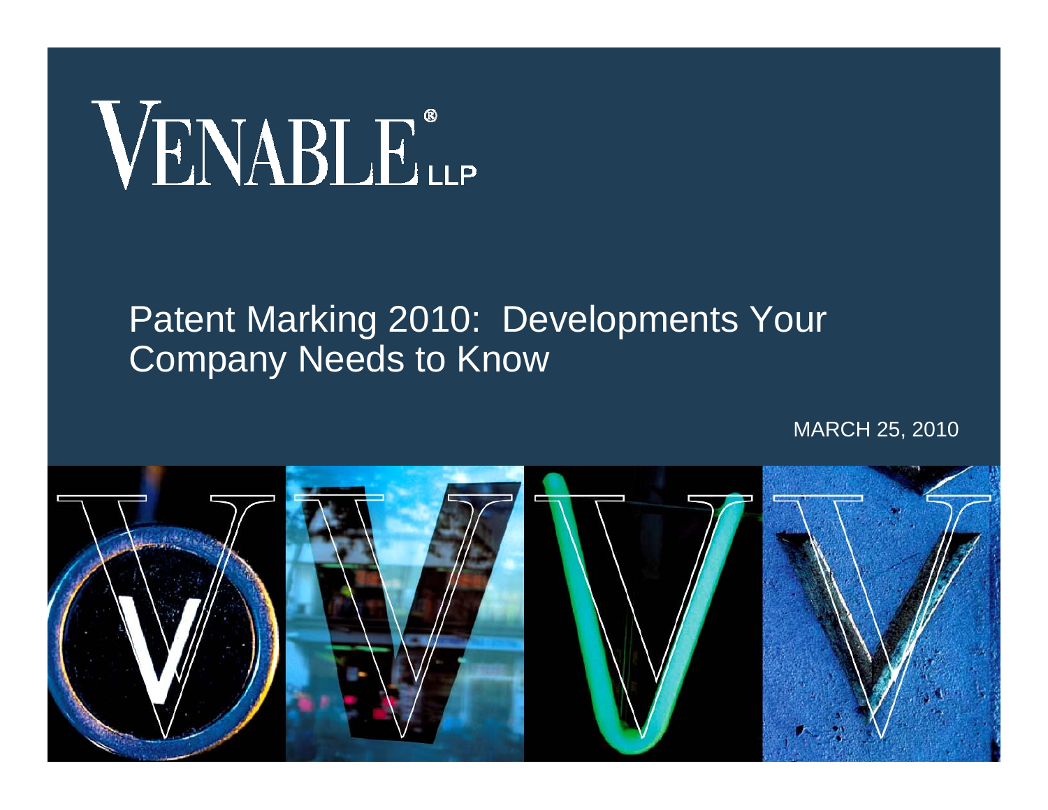VENABLE® LLP

# Patent Marking 2010: Developments Your Company Needs to Know

MARCH 25, 2010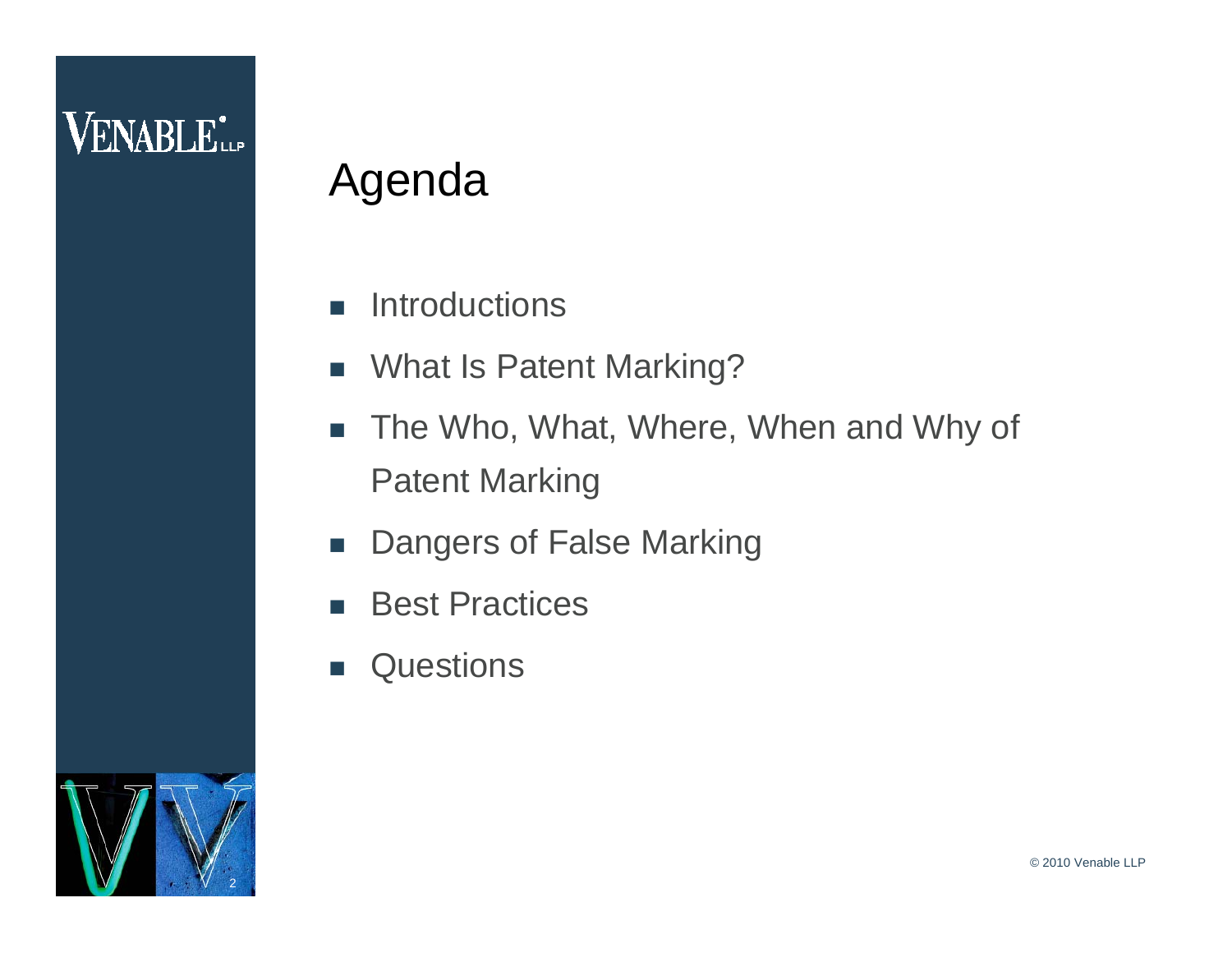# Agenda

- Introductions
- What Is Patent Marking?
- The Who, What, Where, When and Why of Patent Marking
- Dangers of False Marking
- Best Practices
- Questions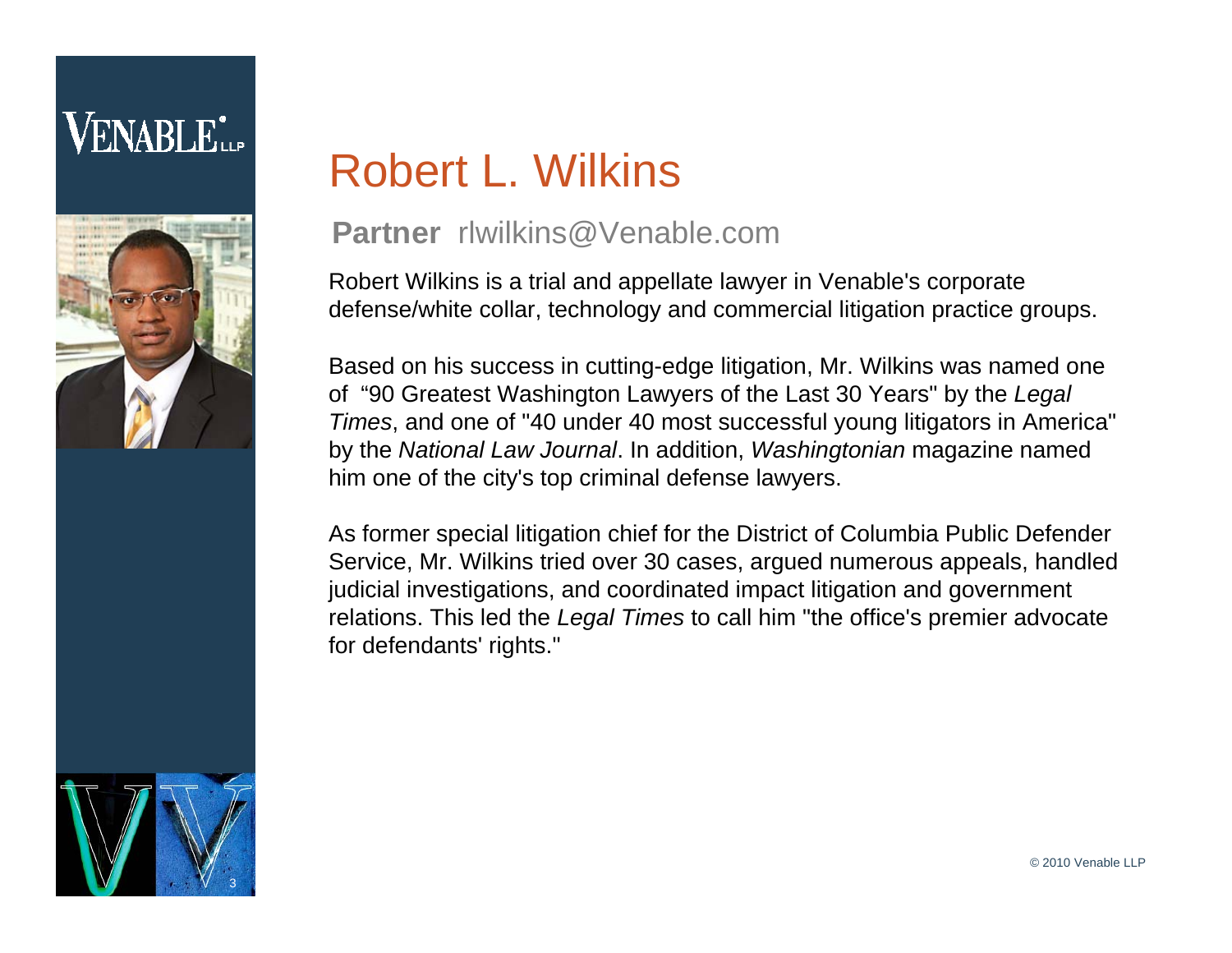# Robert L. Wilkins

**Partner** rlwilkins@Venable.com

Robert Wilkins is a trial and appellate lawyer in Venable's corporate defense/white collar, technology and commercial litigation practice groups.

Based on his success in cutting-edge litigation, Mr. Wilkins was named one of "90 Greatest Washington Lawyers of the Last 30 Years" by the *Legal Times*, and one of "40 under 40 most successful young litigators in America" by the *National Law Journal*. In addition, *Washingtonian* magazine named him one of the city's top criminal defense lawyers.

As former special litigation chief for the District of Columbia Public Defender Service, Mr. Wilkins tried over 30 cases, argued numerous appeals, handled judicial investigations, and coordinated impact litigation and government relations. This led the *Legal Times* to call him "the office's premier advocate for defendants' rights."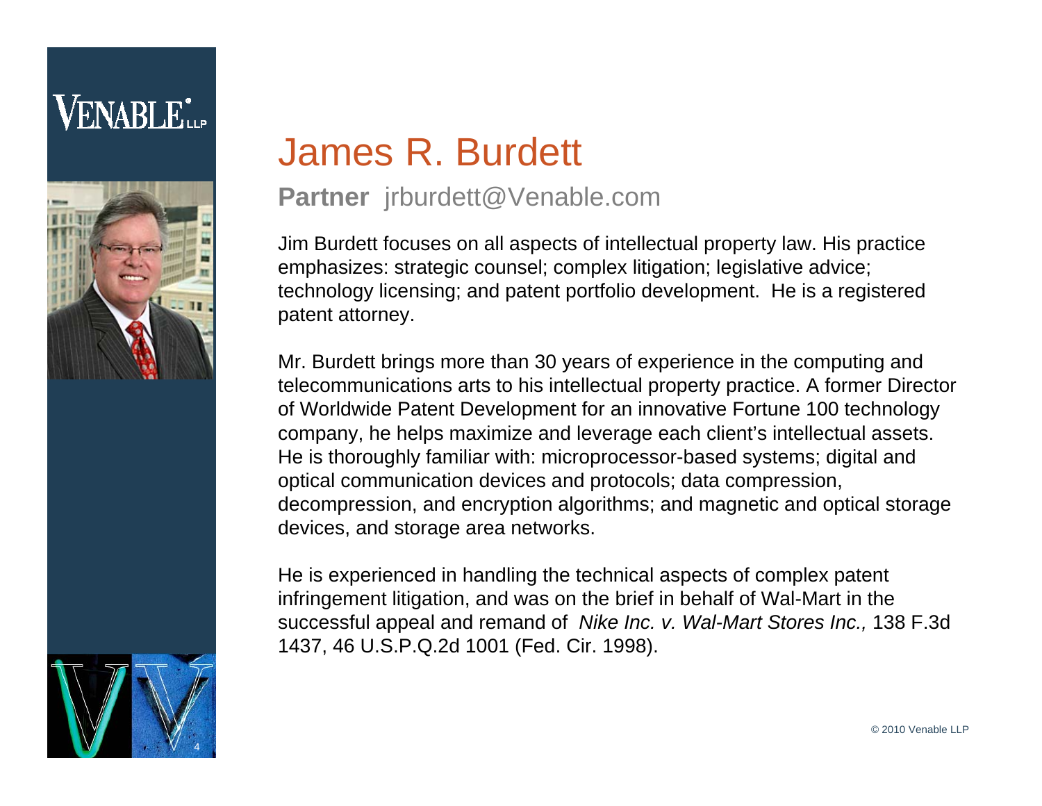# James R. Burdett

**Partner** jrburdett@Venable.com

Jim Burdett focuses on all aspects of intellectual property law. His practice emphasizes: strategic counsel; complex litigation; legislative advice; technology licensing; and patent portfolio development. He is a registered patent attorney.

Mr. Burdett brings more than 30 years of experience in the computing and telecommunications arts to his intellectual property practice. A former Director of Worldwide Patent Development for an innovative Fortune 100 technology company, he helps maximize and leverage each client's intellectual assets. He is thoroughly familiar with: microprocessor-based systems; digital and optical communication devices and protocols; data compression, decompression, and encryption algorithms; and magnetic and optical storage devices, and storage area networks.

He is experienced in handling the technical aspects of complex patent infringement litigation, and was on the brief in behalf of Wal-Mart in the successful appeal and remand of *Nike Inc. v. Wal-Mart Stores Inc.,* 138 F.3d 1437, 46 U.S.P.Q.2d 1001 (Fed. Cir. 1998).

© 2010 Venable LLP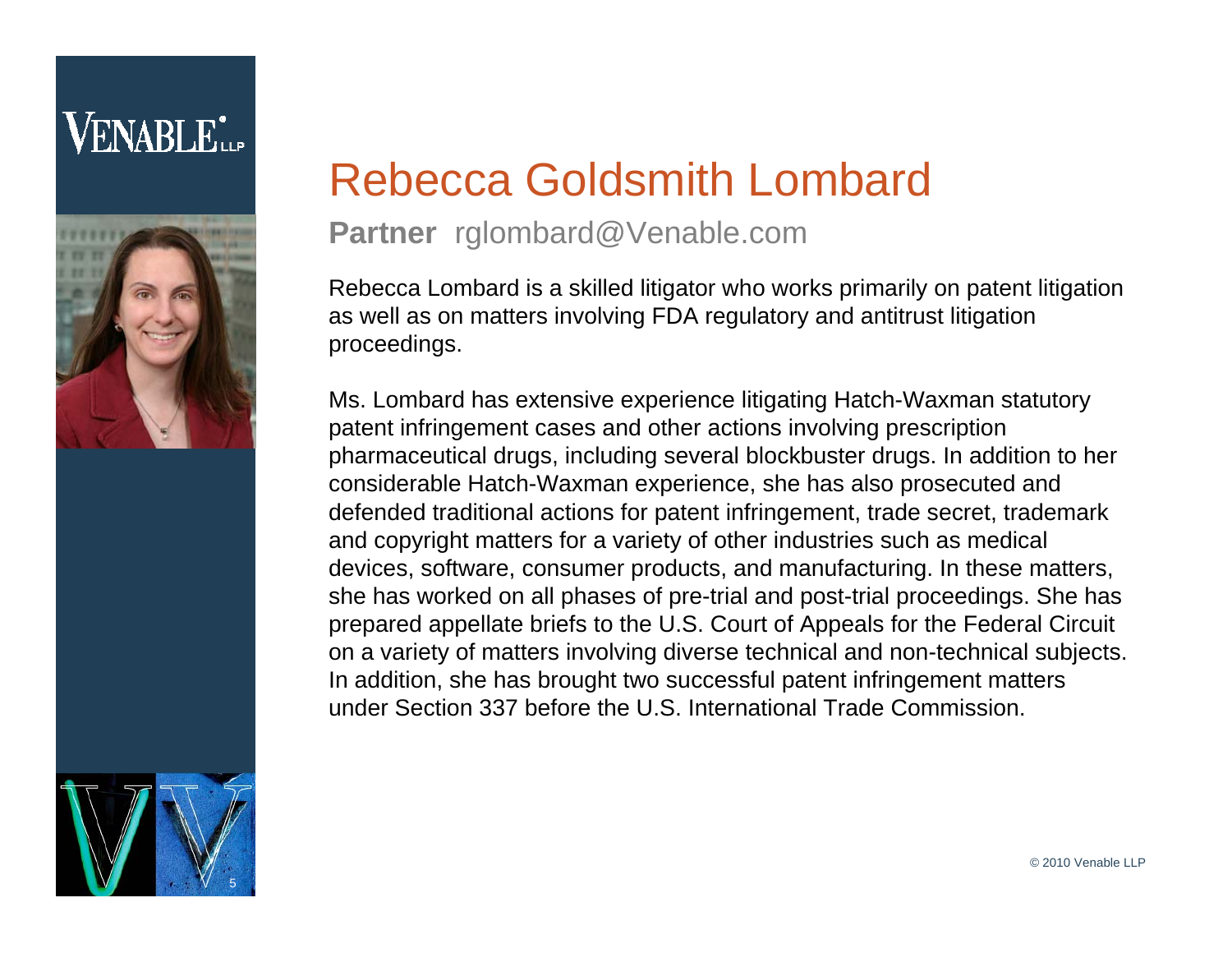# Rebecca Goldsmith Lombard

**Partner** rglombard@Venable.com

Rebecca Lombard is a skilled litigator who works primarily on patent litigation as well as on matters involving FDA regulatory and antitrust litigation proceedings.

Ms. Lombard has extensive experience litigating Hatch-Waxman statutory patent infringement cases and other actions involving prescription pharmaceutical drugs, including several blockbuster drugs. In addition to her considerable Hatch-Waxman experience, she has also prosecuted and defended traditional actions for patent infringement, trade secret, trademark and copyright matters for a variety of other industries such as medical devices, software, consumer products, and manufacturing. In these matters, she has worked on all phases of pre-trial and post-trial proceedings. She has prepared appellate briefs to the U.S. Court of Appeals for the Federal Circuit on a variety of matters involving diverse technical and non-technical subjects. In addition, she has brought two successful patent infringement matters under Section 337 before the U.S. International Trade Commission.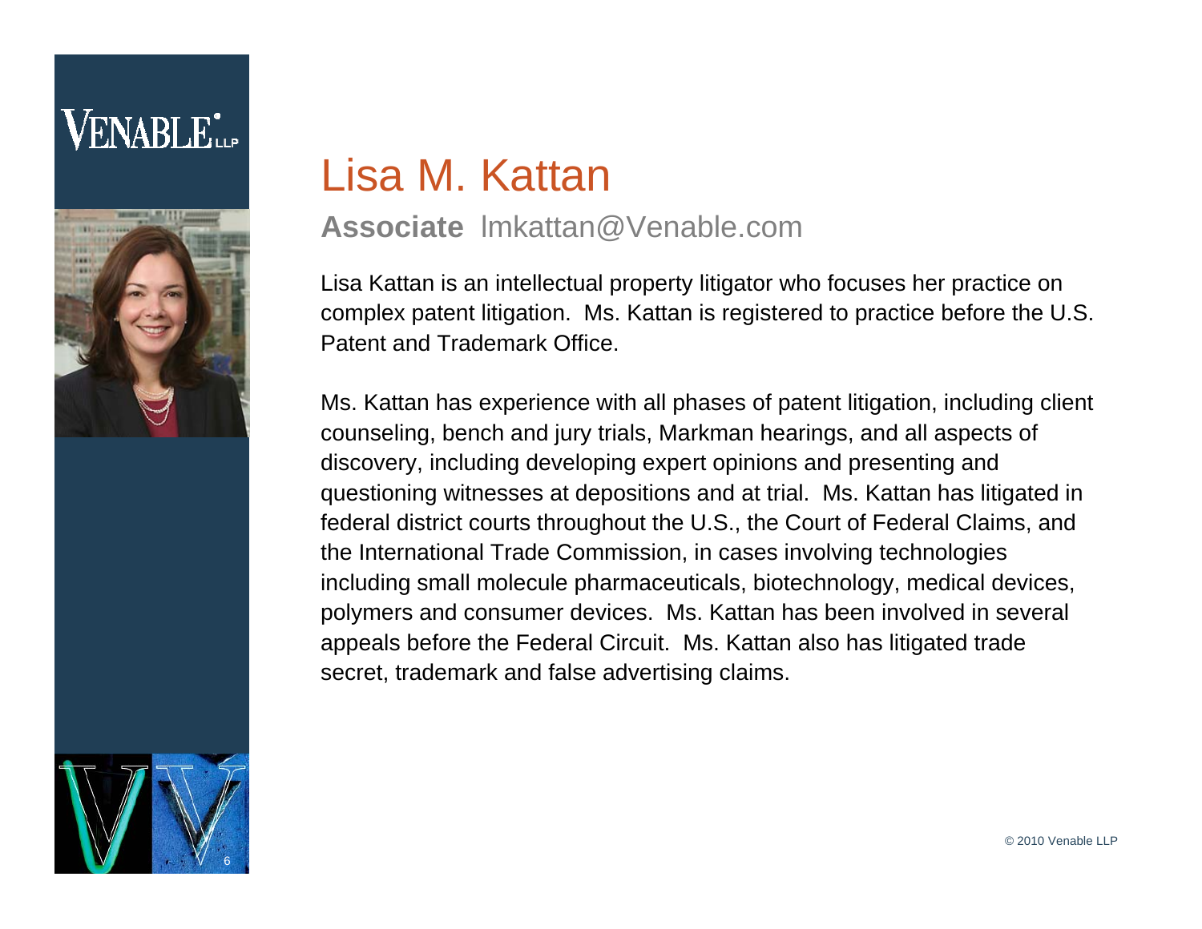# Lisa M. Kattan

**Associate** lmkattan@Venable.com

Lisa Kattan is an intellectual property litigator who focuses her practice on complex patent litigation. Ms. Kattan is registered to practice before the U.S. Patent and Trademark Office.

Ms. Kattan has experience with all phases of patent litigation, including client counseling, bench and jury trials, Markman hearings, and all aspects of discovery, including developing expert opinions and presenting and questioning witnesses at depositions and at trial. Ms. Kattan has litigated in federal district courts throughout the U.S., the Court of Federal Claims, and the International Trade Commission, in cases involving technologies including small molecule pharmaceuticals, biotechnology, medical devices, polymers and consumer devices. Ms. Kattan has been involved in several appeals before the Federal Circuit. Ms. Kattan also has litigated trade secret, trademark and false advertising claims.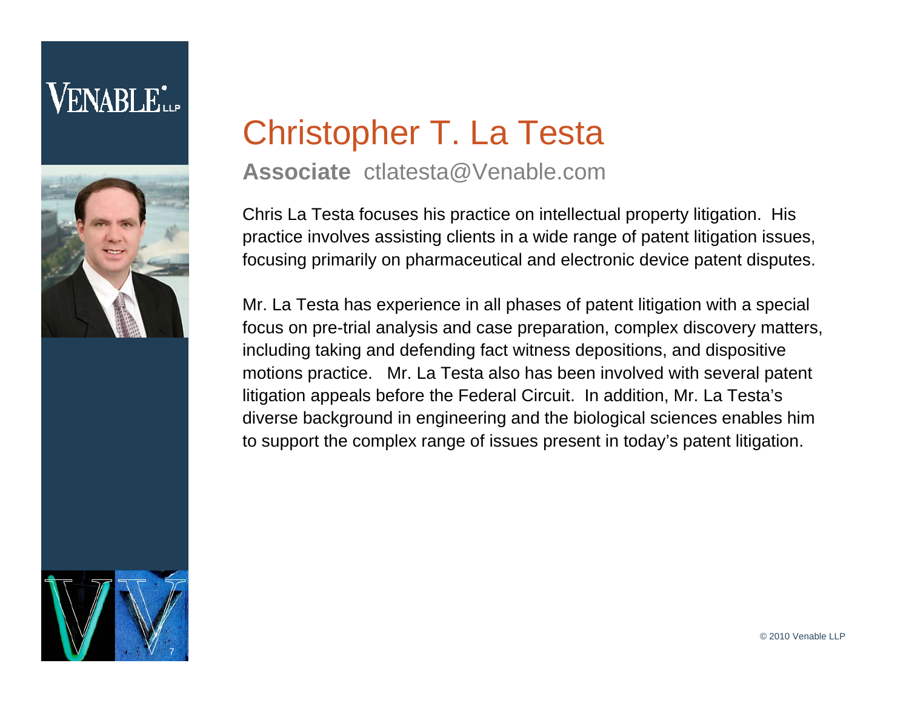# Christopher T. La Testa

**Associate** ctlatesta@Venable.com

Chris La Testa focuses his practice on intellectual property litigation. His practice involves assisting clients in a wide range of patent litigation issues, focusing primarily on pharmaceutical and electronic device patent disputes.

Mr. La Testa has experience in all phases of patent litigation with a special focus on pre-trial analysis and case preparation, complex discovery matters, including taking and defending fact witness depositions, and dispositive motions practice. Mr. La Testa also has been involved with several patent litigation appeals before the Federal Circuit. In addition, Mr. La Testa's diverse background in engineering and the biological sciences enables him to support the complex range of issues present in today's patent litigation.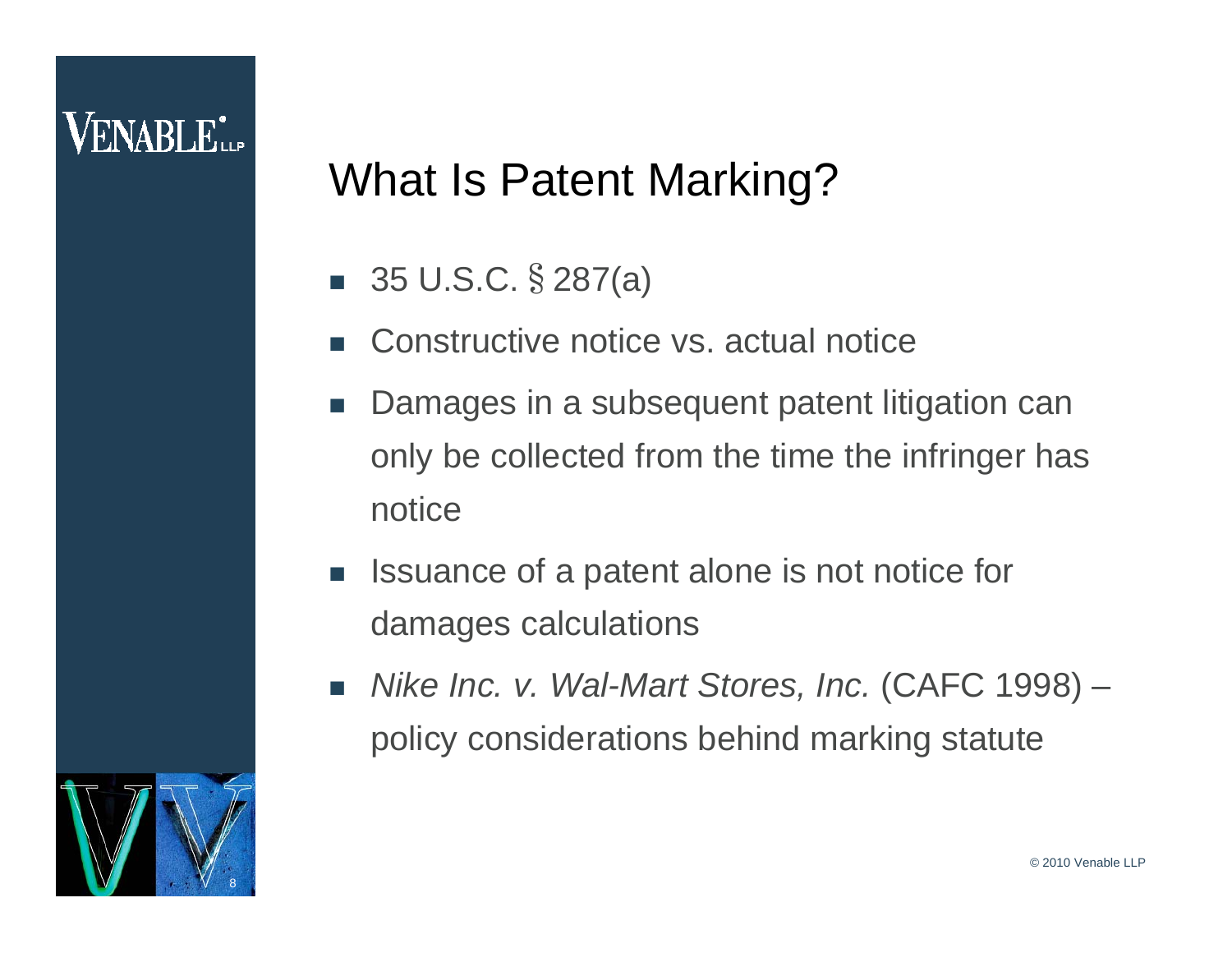# What Is Patent Marking?

- 35 U.S.C. § 287(a)
- Constructive notice vs. actual notice
- Damages in a subsequent patent litigation can only be collected from the time the infringer has notice
- Issuance of a patent alone is not notice for damages calculations
- *Nike Inc. v. Wal-Mart Stores, Inc.* (CAFC 1998) – policy considerations behind marking statute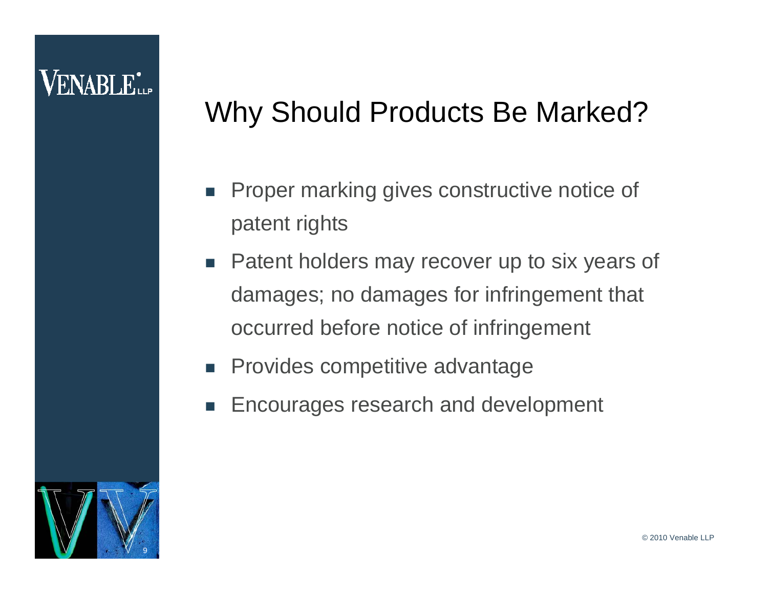# Why Should Products Be Marked?

- Proper marking gives constructive notice of patent rights
- Patent holders may recover up to six years of damages; no damages for infringement that occurred before notice of infringement
- Provides competitive advantage
- Encourages research and development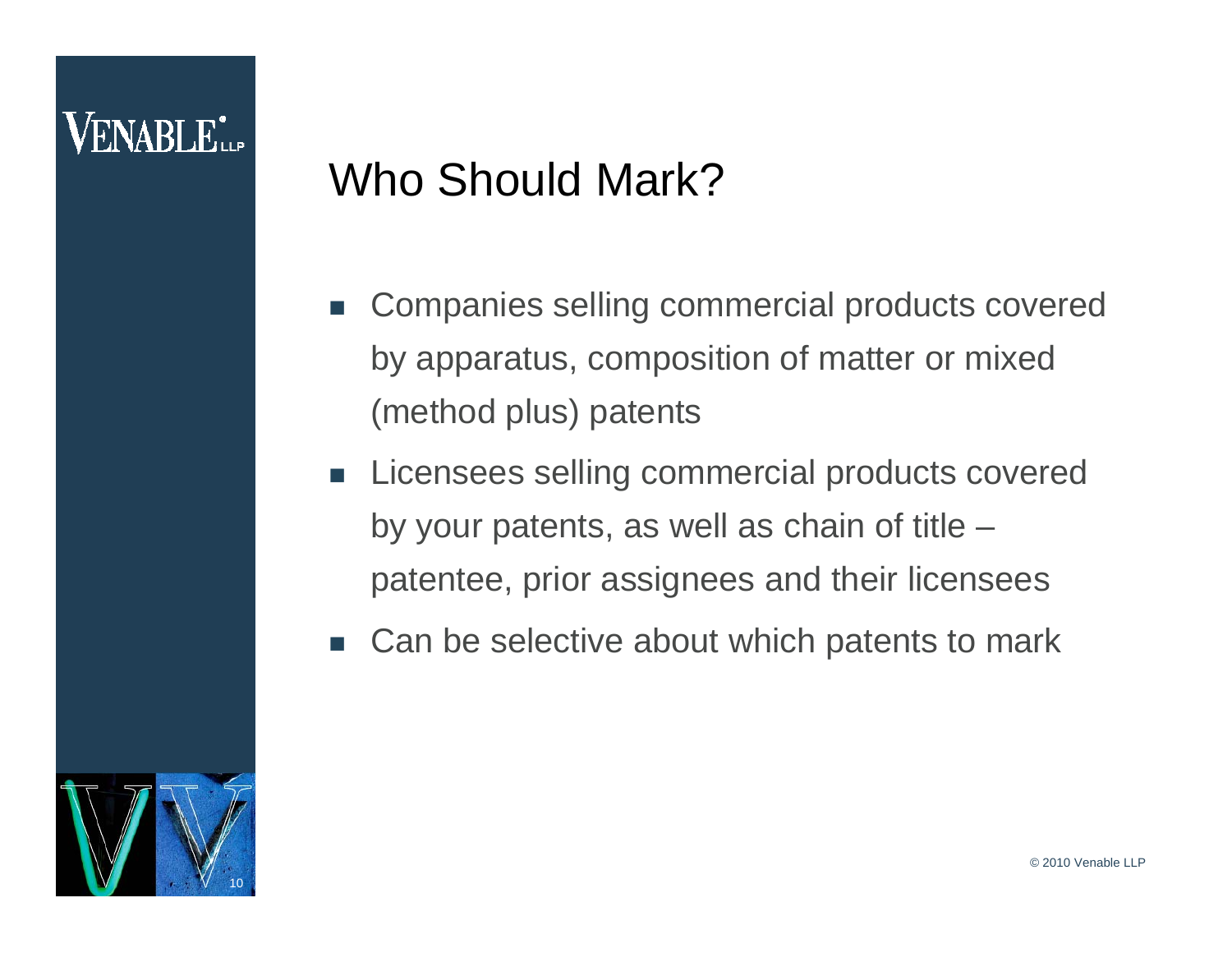# Who Should Mark?

- Companies selling commercial products covered by apparatus, composition of matter or mixed (method plus) patents
- Licensees selling commercial products covered by your patents, as well as chain of title – patentee, prior assignees and their licensees
- Can be selective about which patents to mark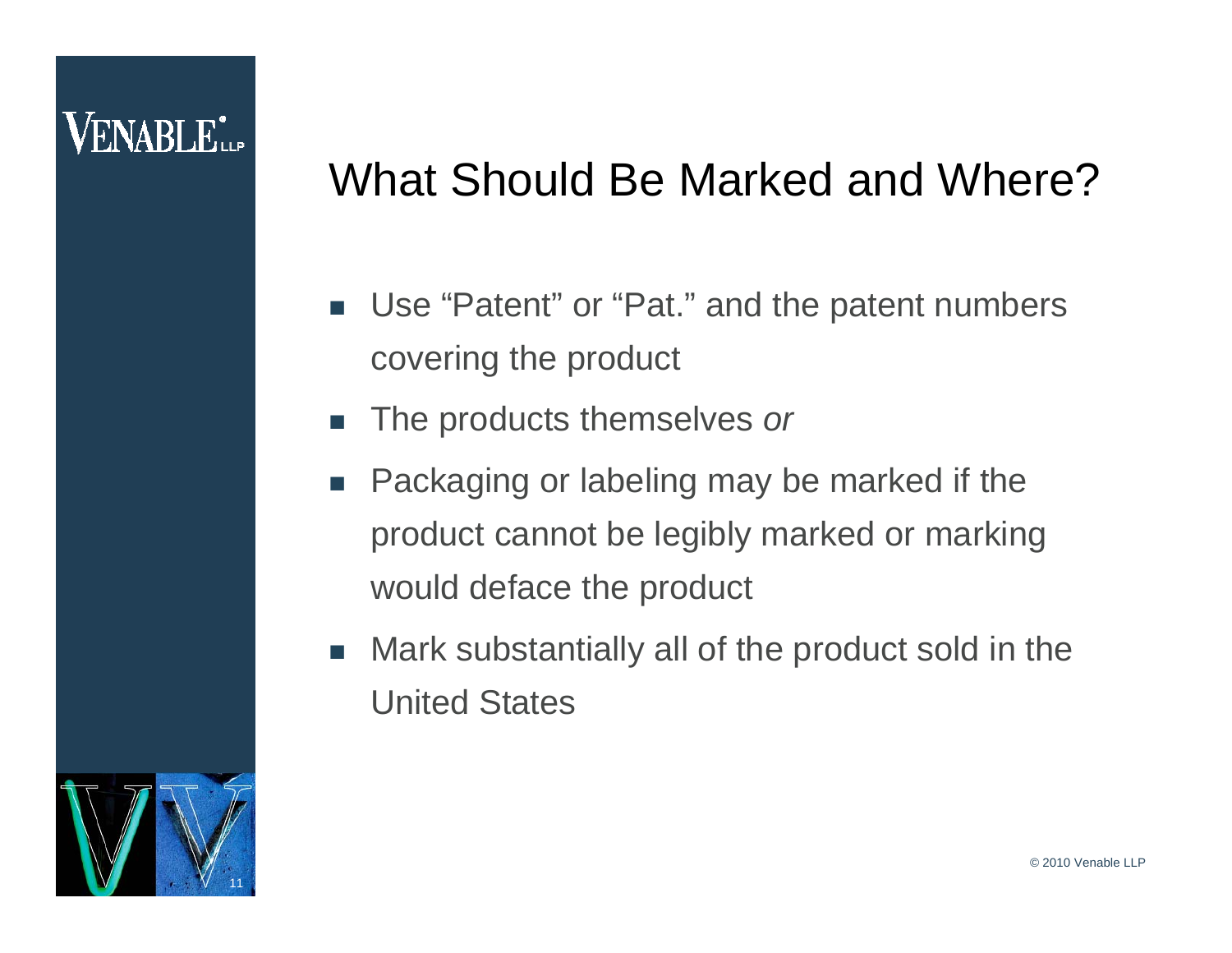## What Should Be Marked and Where?

- Use “Patent” or “Pat.” and the patent numbers covering the product
- The products themselves *or*
- Packaging or labeling may be marked if the product cannot be legibly marked or marking would deface the product
- Mark substantially all of the product sold in the United States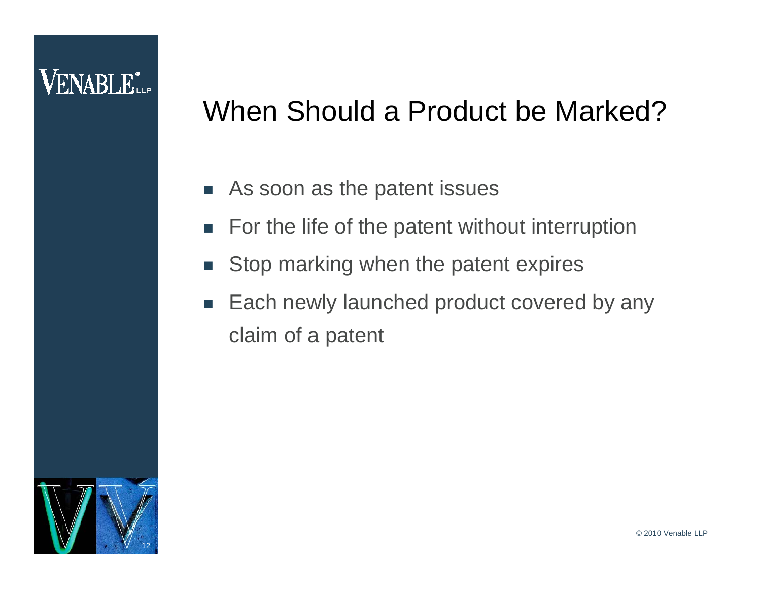# When Should a Product be Marked?

- As soon as the patent issues
- For the life of the patent without interruption
- Stop marking when the patent expires
- Each newly launched product covered by any claim of a patent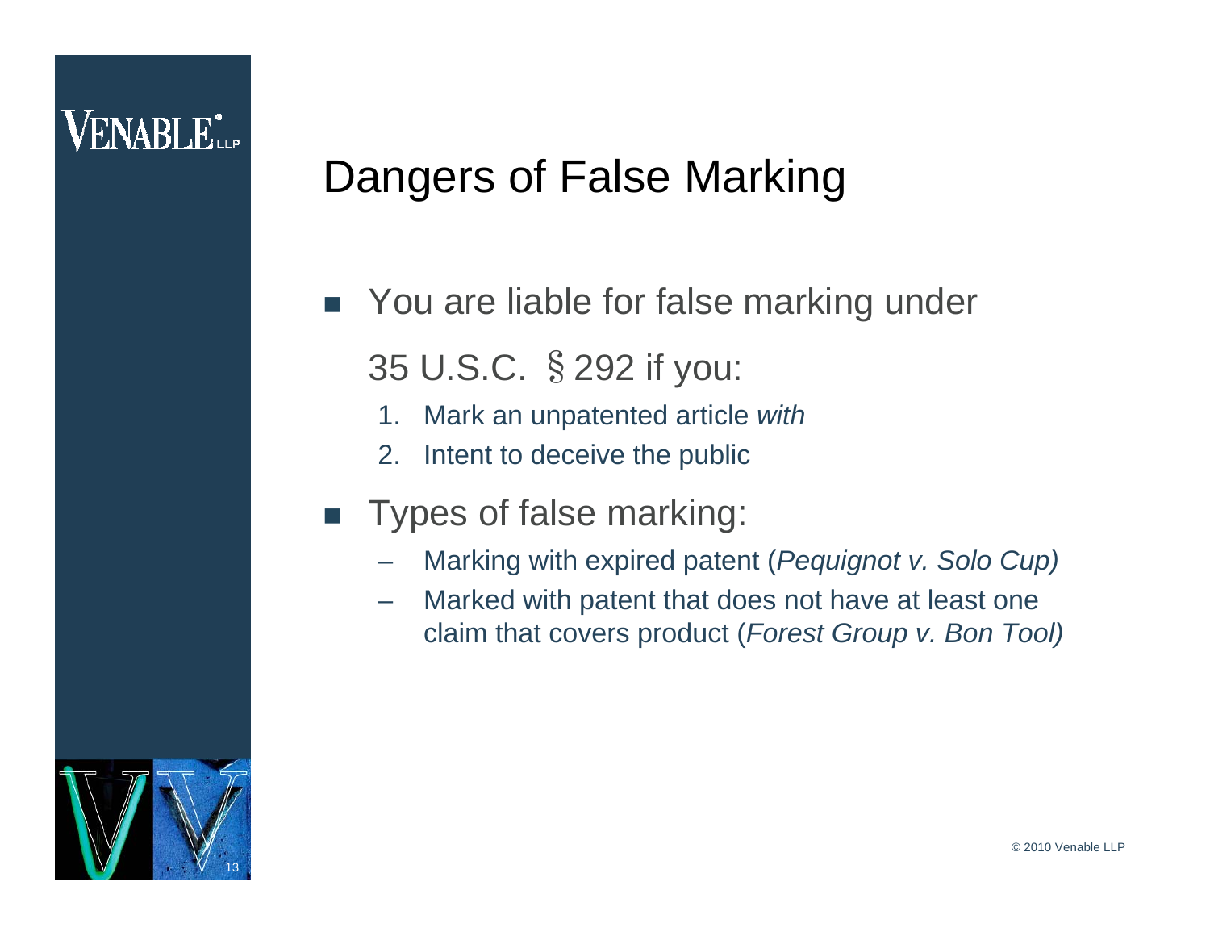# Dangers of False Marking

- You are liable for false marking under 35 U.S.C. § 292 if you:
  1. Mark an unpatented article *with*
  2. Intent to deceive the public
- Types of false marking:
  - Marking with expired patent (*Pequignot v. Solo Cup)*
  - Marked with patent that does not have at least one claim that covers product (*Forest Group v. Bon Tool)*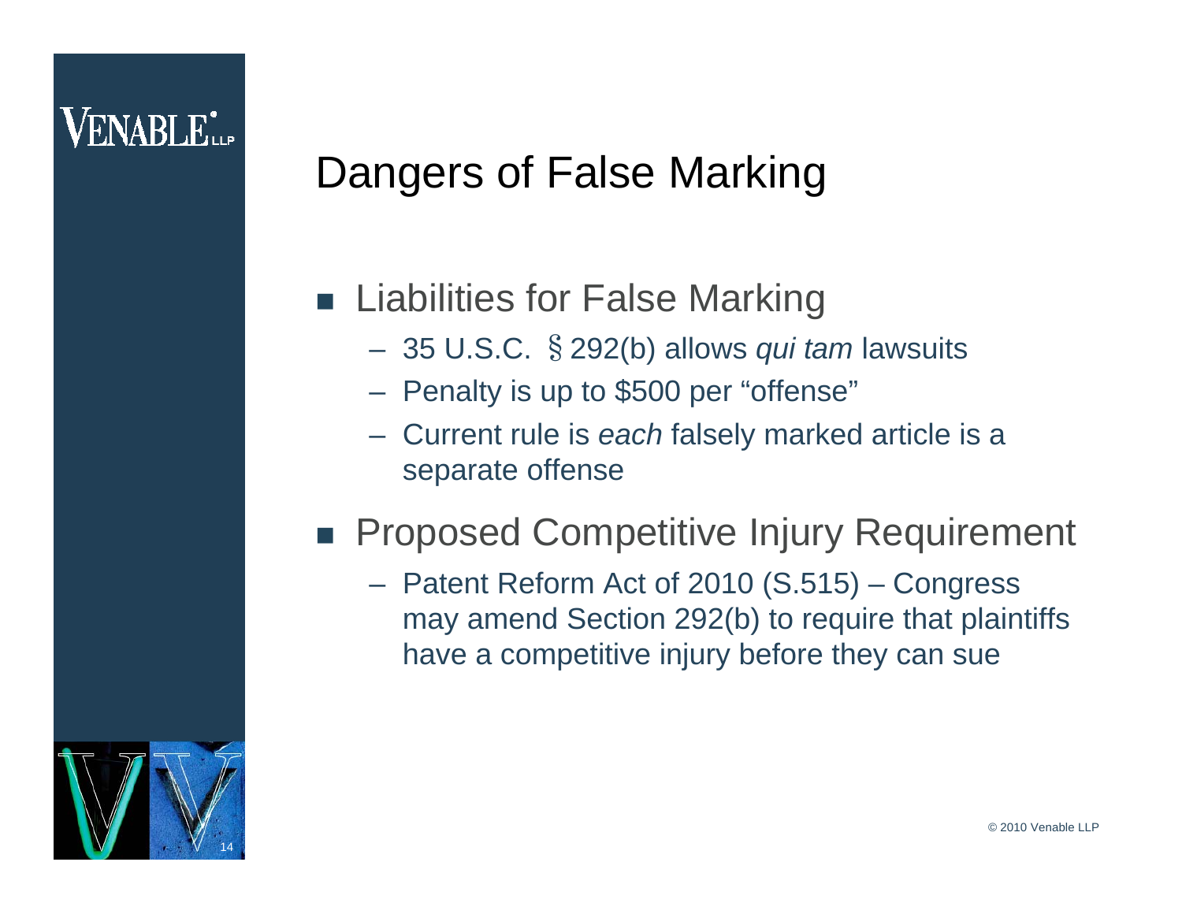# Dangers of False Marking

- Liabilities for False Marking
  - 35 U.S.C. § 292(b) allows *qui tam* lawsuits
  - Penalty is up to $500 per "offense"
  - Current rule is *each* falsely marked article is a separate offense
- Proposed Competitive Injury Requirement
  - Patent Reform Act of 2010 (S.515) – Congress may amend Section 292(b) to require that plaintiffs have a competitive injury before they can sue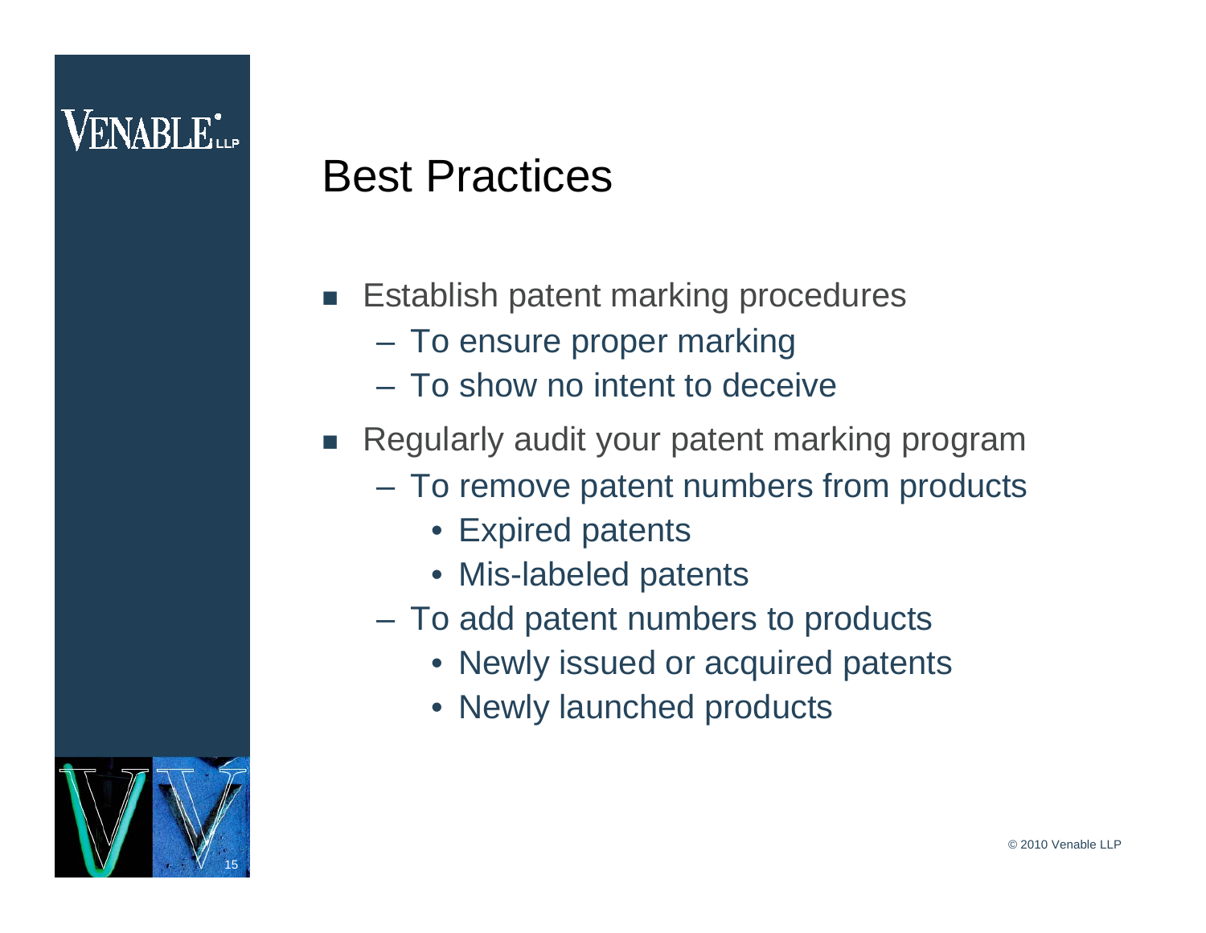# Best Practices

- Establish patent marking procedures
  - To ensure proper marking
  - To show no intent to deceive
- Regularly audit your patent marking program
  - To remove patent numbers from products
    - Expired patents
    - Mis-labeled patents
  - To add patent numbers to products
    - Newly issued or acquired patents
    - Newly launched products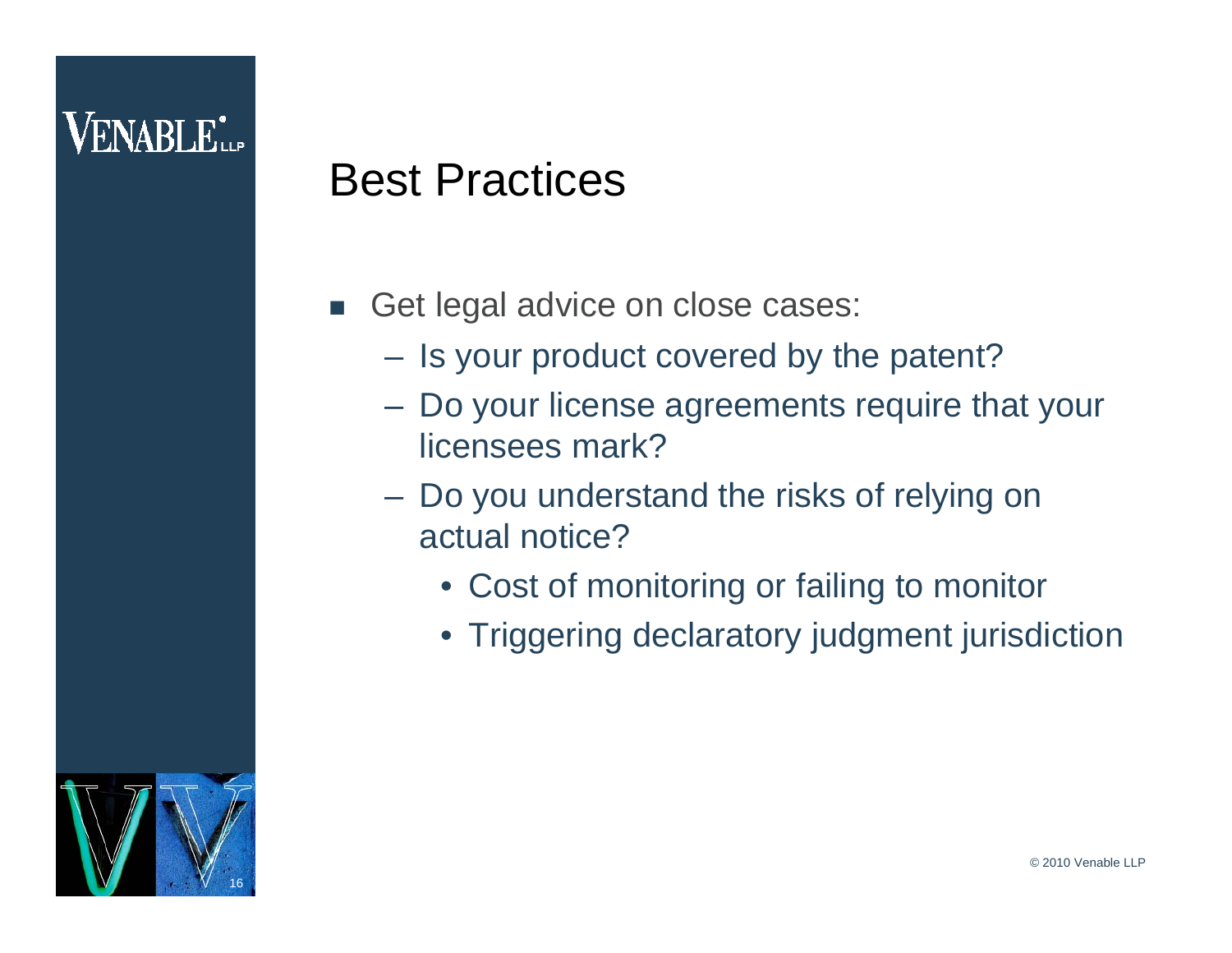# Best Practices

- Get legal advice on close cases:
  - Is your product covered by the patent?
  - Do your license agreements require that your licensees mark?
  - Do you understand the risks of relying on actual notice?
    - Cost of monitoring or failing to monitor
    - Triggering declaratory judgment jurisdiction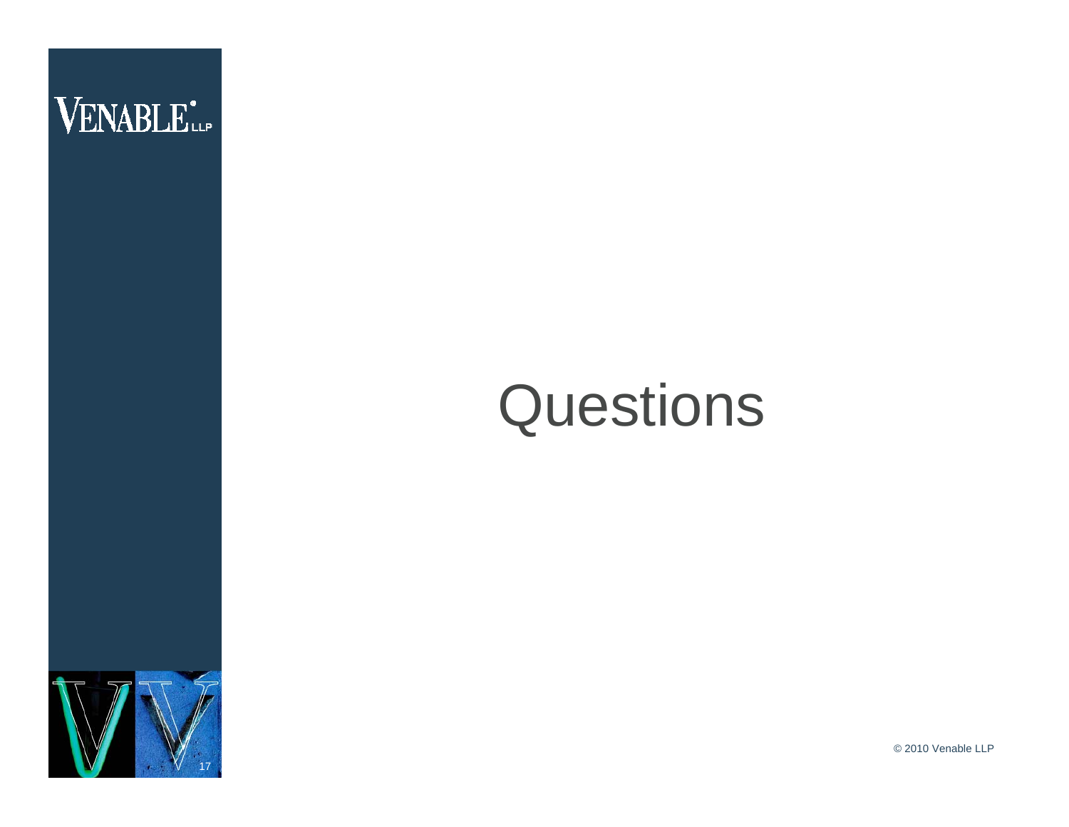# Questions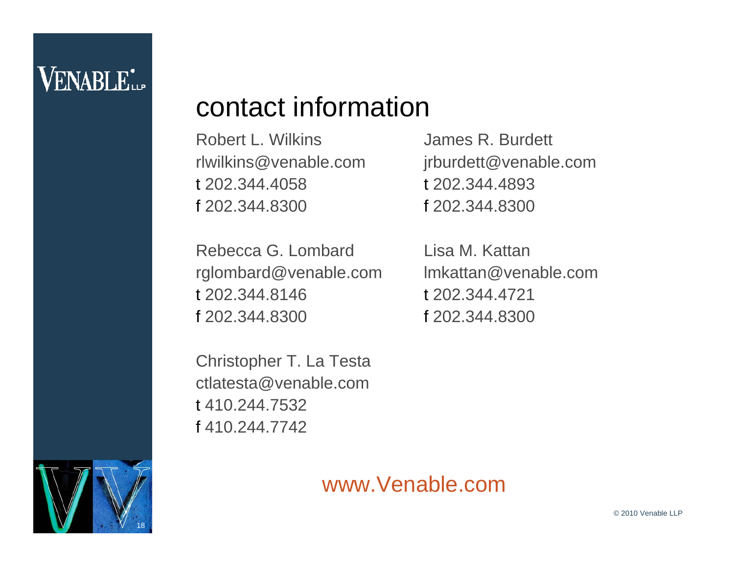# contact information

Robert L. Wilkins
rlwilkins@venable.com
t 202.344.4058
f 202.344.8300

James R. Burdett
jrburdett@venable.com
t 202.344.4893
f 202.344.8300

Rebecca G. Lombard
rglombard@venable.com
t 202.344.8146
f 202.344.8300

Lisa M. Kattan
lmkattan@venable.com
t 202.344.4721
f 202.344.8300

Christopher T. La Testa
ctlatesta@venable.com
t 410.244.7532
f 410.244.7742

www.Venable.com

© 2010 Venable LLP